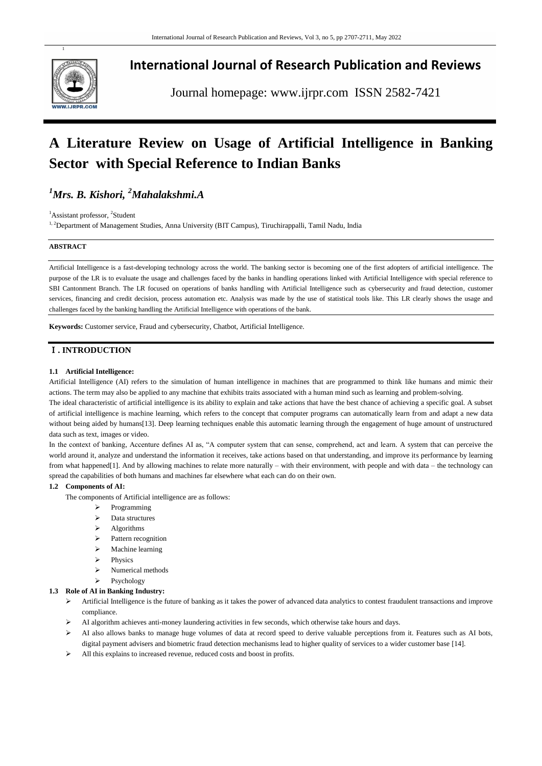# International Journal of Research Publication and Reviews

Journal homepage: www.ijrpr.com ISSN 2582-7421

# A Literature Review on Usage of Artificial Intelligence in Banking Sector with Special Reference to Indian Banks

***[1]Mrs. B. Kishori, [2]Mahalakshmi.A***

[1]Assistant professor, [2]Student

[1,2]Department of Management Studies, Anna University (BIT Campus), Tiruchirappalli, Tamil Nadu, India

**ABSTRACT**

Artificial Intelligence is a fast-developing technology across the world. The banking sector is becoming one of the first adopters of artificial intelligence. The purpose of the LR is to evaluate the usage and challenges faced by the banks in handling operations linked with Artificial Intelligence with special reference to SBI Cantonment Branch. The LR focused on operations of banks handling with Artificial Intelligence such as cybersecurity and fraud detection, customer services, financing and credit decision, process automation etc. Analysis was made by the use of statistical tools like. This LR clearly shows the usage and challenges faced by the banking handling the Artificial Intelligence with operations of the bank.

**Keywords:** Customer service, Fraud and cybersecurity, Chatbot, Artificial Intelligence.

## Ⅰ. INTRODUCTION

### 1.1 Artificial Intelligence:

Artificial Intelligence (AI) refers to the simulation of human intelligence in machines that are programmed to think like humans and mimic their actions. The term may also be applied to any machine that exhibits traits associated with a human mind such as learning and problem-solving.

The ideal characteristic of artificial intelligence is its ability to explain and take actions that have the best chance of achieving a specific goal. A subset of artificial intelligence is machine learning, which refers to the concept that computer programs can automatically learn from and adapt a new data without being aided by humans[13]. Deep learning techniques enable this automatic learning through the engagement of huge amount of unstructured data such as text, images or video.

In the context of banking, Accenture defines AI as, "A computer system that can sense, comprehend, act and learn. A system that can perceive the world around it, analyze and understand the information it receives, take actions based on that understanding, and improve its performance by learning from what happened[1]. And by allowing machines to relate more naturally – with their environment, with people and with data – the technology can spread the capabilities of both humans and machines far elsewhere what each can do on their own.

### 1.2 Components of AI:

The components of Artificial intelligence are as follows:

- Programming
- Data structures
- Algorithms
- Pattern recognition
- Machine learning
- Physics
- Numerical methods
- Psychology

### 1.3 Role of AI in Banking Industry:

- Artificial Intelligence is the future of banking as it takes the power of advanced data analytics to contest fraudulent transactions and improve compliance.
- AI algorithm achieves anti-money laundering activities in few seconds, which otherwise take hours and days.
- AI also allows banks to manage huge volumes of data at record speed to derive valuable perceptions from it. Features such as AI bots, digital payment advisers and biometric fraud detection mechanisms lead to higher quality of services to a wider customer base [14].
- All this explains to increased revenue, reduced costs and boost in profits.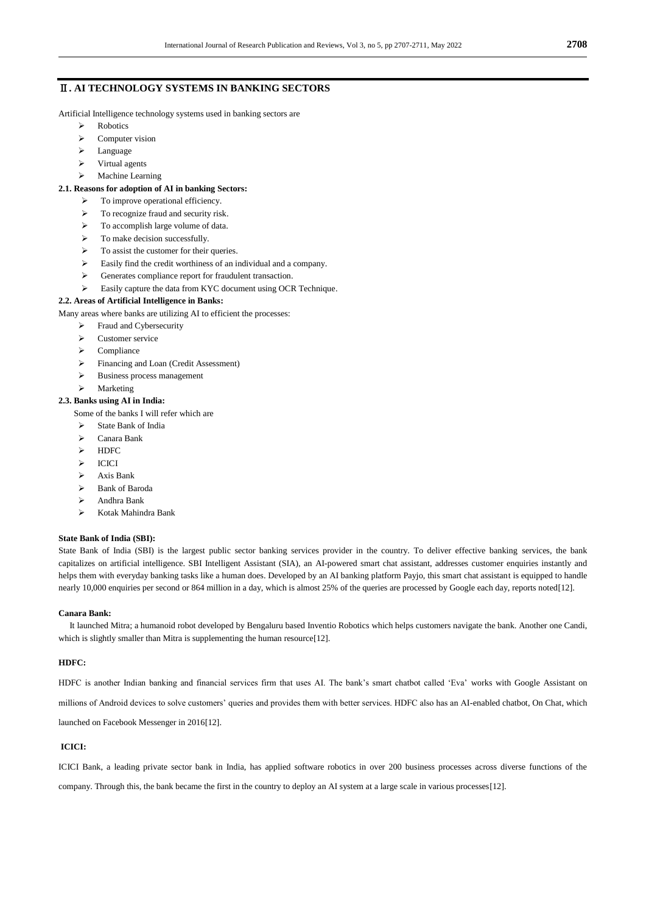## Ⅱ. AI TECHNOLOGY SYSTEMS IN BANKING SECTORS

Artificial Intelligence technology systems used in banking sectors are

- Robotics
- Computer vision
- Language
- Virtual agents
- Machine Learning

### 2.1. Reasons for adoption of AI in banking Sectors:

- To improve operational efficiency.
- To recognize fraud and security risk.
- To accomplish large volume of data.
- To make decision successfully.
- To assist the customer for their queries.
- Easily find the credit worthiness of an individual and a company.
- Generates compliance report for fraudulent transaction.
- Easily capture the data from KYC document using OCR Technique.

### 2.2. Areas of Artificial Intelligence in Banks:

Many areas where banks are utilizing AI to efficient the processes:

- Fraud and Cybersecurity
- Customer service
- Compliance
- Financing and Loan (Credit Assessment)
- Business process management
- Marketing

### 2.3. Banks using AI in India:

Some of the banks I will refer which are

- State Bank of India
- Canara Bank
- HDFC
- ICICI
- Axis Bank
- Bank of Baroda
- Andhra Bank
- Kotak Mahindra Bank

**State Bank of India (SBI):**

State Bank of India (SBI) is the largest public sector banking services provider in the country. To deliver effective banking services, the bank capitalizes on artificial intelligence. SBI Intelligent Assistant (SIA), an AI-powered smart chat assistant, addresses customer enquiries instantly and helps them with everyday banking tasks like a human does. Developed by an AI banking platform Payjo, this smart chat assistant is equipped to handle nearly 10,000 enquiries per second or 864 million in a day, which is almost 25% of the queries are processed by Google each day, reports noted[12].

**Canara Bank:**

It launched Mitra; a humanoid robot developed by Bengaluru based Inventio Robotics which helps customers navigate the bank. Another one Candi, which is slightly smaller than Mitra is supplementing the human resource[12].

**HDFC:**

HDFC is another Indian banking and financial services firm that uses AI. The bank's smart chatbot called 'Eva' works with Google Assistant on millions of Android devices to solve customers' queries and provides them with better services. HDFC also has an AI-enabled chatbot, On Chat, which launched on Facebook Messenger in 2016[12].

**ICICI:**

ICICI Bank, a leading private sector bank in India, has applied software robotics in over 200 business processes across diverse functions of the company. Through this, the bank became the first in the country to deploy an AI system at a large scale in various processes[12].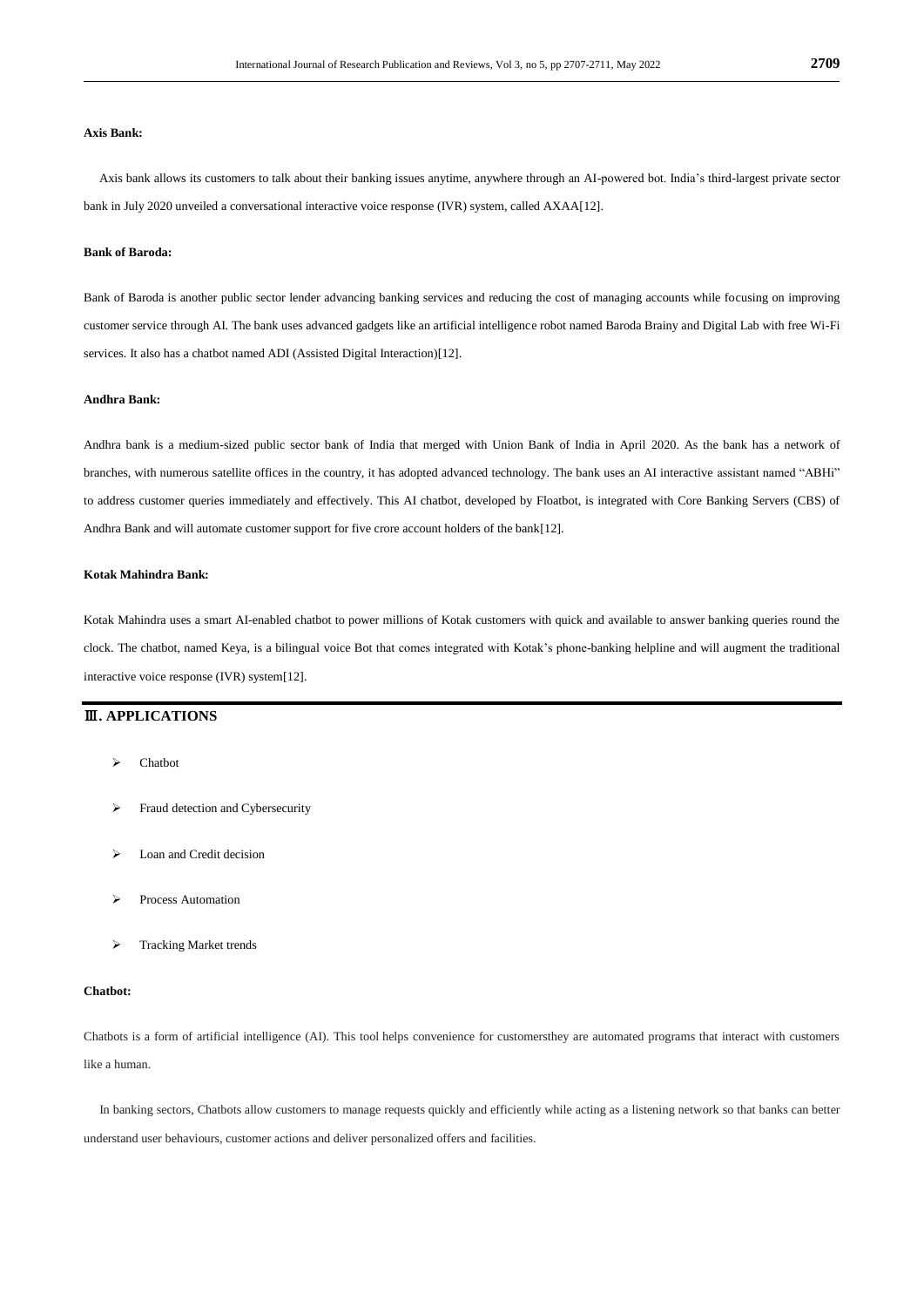**Axis Bank:**

Axis bank allows its customers to talk about their banking issues anytime, anywhere through an AI-powered bot. India's third-largest private sector bank in July 2020 unveiled a conversational interactive voice response (IVR) system, called AXAA[12].

**Bank of Baroda:**

Bank of Baroda is another public sector lender advancing banking services and reducing the cost of managing accounts while focusing on improving customer service through AI. The bank uses advanced gadgets like an artificial intelligence robot named Baroda Brainy and Digital Lab with free Wi-Fi services. It also has a chatbot named ADI (Assisted Digital Interaction)[12].

**Andhra Bank:**

Andhra bank is a medium-sized public sector bank of India that merged with Union Bank of India in April 2020. As the bank has a network of branches, with numerous satellite offices in the country, it has adopted advanced technology. The bank uses an AI interactive assistant named "ABHi" to address customer queries immediately and effectively. This AI chatbot, developed by Floatbot, is integrated with Core Banking Servers (CBS) of Andhra Bank and will automate customer support for five crore account holders of the bank[12].

**Kotak Mahindra Bank:**

Kotak Mahindra uses a smart AI-enabled chatbot to power millions of Kotak customers with quick and available to answer banking queries round the clock. The chatbot, named Keya, is a bilingual voice Bot that comes integrated with Kotak's phone-banking helpline and will augment the traditional interactive voice response (IVR) system[12].

## Ⅲ. APPLICATIONS

- Chatbot
- Fraud detection and Cybersecurity
- Loan and Credit decision
- Process Automation
- Tracking Market trends

**Chatbot:**

Chatbots is a form of artificial intelligence (AI). This tool helps convenience for customersthey are automated programs that interact with customers like a human.

In banking sectors, Chatbots allow customers to manage requests quickly and efficiently while acting as a listening network so that banks can better understand user behaviours, customer actions and deliver personalized offers and facilities.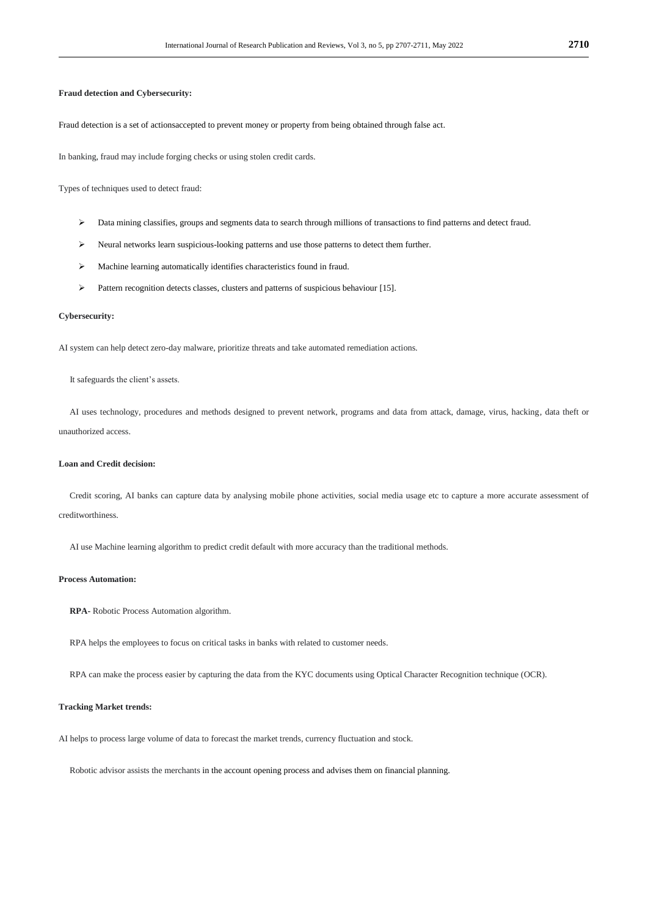**Fraud detection and Cybersecurity:**

Fraud detection is a set of actionsaccepted to prevent money or property from being obtained through false act.

In banking, fraud may include forging checks or using stolen credit cards.

Types of techniques used to detect fraud:

- Data mining classifies, groups and segments data to search through millions of transactions to find patterns and detect fraud.
- Neural networks learn suspicious-looking patterns and use those patterns to detect them further.
- Machine learning automatically identifies characteristics found in fraud.
- Pattern recognition detects classes, clusters and patterns of suspicious behaviour [15].

**Cybersecurity:**

AI system can help detect zero-day malware, prioritize threats and take automated remediation actions.

It safeguards the client's assets.

AI uses technology, procedures and methods designed to prevent network, programs and data from attack, damage, virus, hacking, data theft or unauthorized access.

**Loan and Credit decision:**

Credit scoring, AI banks can capture data by analysing mobile phone activities, social media usage etc to capture a more accurate assessment of creditworthiness.

AI use Machine learning algorithm to predict credit default with more accuracy than the traditional methods.

**Process Automation:**

**RPA**- Robotic Process Automation algorithm.

RPA helps the employees to focus on critical tasks in banks with related to customer needs.

RPA can make the process easier by capturing the data from the KYC documents using Optical Character Recognition technique (OCR).

**Tracking Market trends:**

AI helps to process large volume of data to forecast the market trends, currency fluctuation and stock.

Robotic advisor assists the merchants in the account opening process and advises them on financial planning.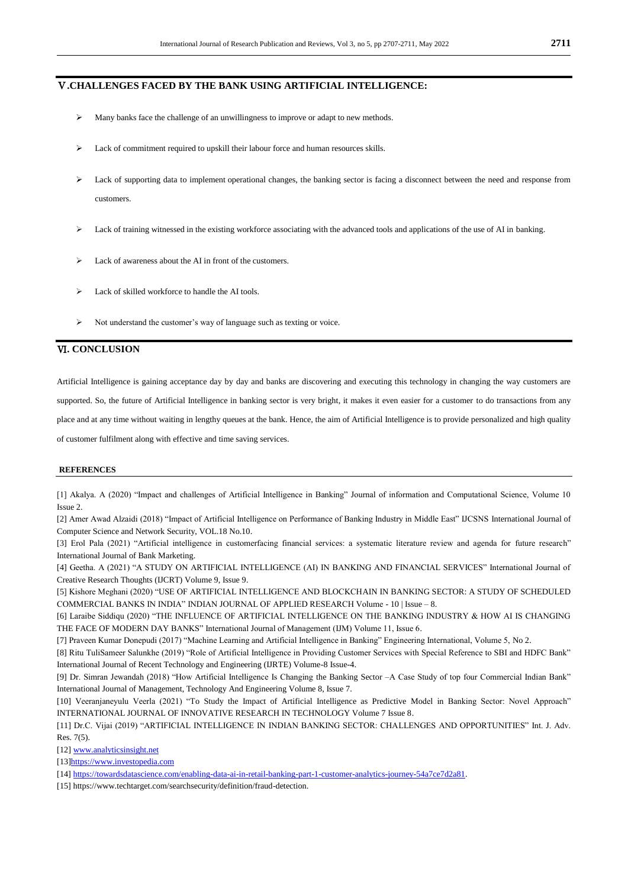## Ⅴ.CHALLENGES FACED BY THE BANK USING ARTIFICIAL INTELLIGENCE:

- Many banks face the challenge of an unwillingness to improve or adapt to new methods.
- Lack of commitment required to upskill their labour force and human resources skills.
- Lack of supporting data to implement operational changes, the banking sector is facing a disconnect between the need and response from customers.
- Lack of training witnessed in the existing workforce associating with the advanced tools and applications of the use of AI in banking.
- Lack of awareness about the AI in front of the customers.
- Lack of skilled workforce to handle the AI tools.
- Not understand the customer's way of language such as texting or voice.

## Ⅵ. CONCLUSION

Artificial Intelligence is gaining acceptance day by day and banks are discovering and executing this technology in changing the way customers are supported. So, the future of Artificial Intelligence in banking sector is very bright, it makes it even easier for a customer to do transactions from any place and at any time without waiting in lengthy queues at the bank. Hence, the aim of Artificial Intelligence is to provide personalized and high quality of customer fulfilment along with effective and time saving services.

### REFERENCES

[1] Akalya. A (2020) "Impact and challenges of Artificial Intelligence in Banking" Journal of information and Computational Science, Volume 10 Issue 2.

[2] Amer Awad Alzaidi (2018) "Impact of Artificial Intelligence on Performance of Banking Industry in Middle East" IJCSNS International Journal of Computer Science and Network Security, VOL.18 No.10.

[3] Erol Pala (2021) "Artificial intelligence in customerfacing financial services: a systematic literature review and agenda for future research" International Journal of Bank Marketing.

[4] Geetha. A (2021) "A STUDY ON ARTIFICIAL INTELLIGENCE (AI) IN BANKING AND FINANCIAL SERVICES" International Journal of Creative Research Thoughts (IJCRT) Volume 9, Issue 9.

[5] Kishore Meghani (2020) "USE OF ARTIFICIAL INTELLIGENCE AND BLOCKCHAIN IN BANKING SECTOR: A STUDY OF SCHEDULED COMMERCIAL BANKS IN INDIA" INDIAN JOURNAL OF APPLIED RESEARCH Volume - 10 | Issue – 8.

[6] Laraibe Siddiqu (2020) "THE INFLUENCE OF ARTIFICIAL INTELLIGENCE ON THE BANKING INDUSTRY & HOW AI IS CHANGING THE FACE OF MODERN DAY BANKS" International Journal of Management (IJM) Volume 11, Issue 6.

[7] Praveen Kumar Donepudi (2017) "Machine Learning and Artificial Intelligence in Banking" Engineering International, Volume 5, No 2.

[8] Ritu TuliSameer Salunkhe (2019) "Role of Artificial Intelligence in Providing Customer Services with Special Reference to SBI and HDFC Bank" International Journal of Recent Technology and Engineering (IJRTE) Volume-8 Issue-4.

[9] Dr. Simran Jewandah (2018) "How Artificial Intelligence Is Changing the Banking Sector –A Case Study of top four Commercial Indian Bank" International Journal of Management, Technology And Engineering Volume 8, Issue 7.

[10] Veeranjaneyulu Veerla (2021) "To Study the Impact of Artificial Intelligence as Predictive Model in Banking Sector: Novel Approach" INTERNATIONAL JOURNAL OF INNOVATIVE RESEARCH IN TECHNOLOGY Volume 7 Issue 8.

[11] Dr.C. Vijai (2019) "ARTIFICIAL INTELLIGENCE IN INDIAN BANKING SECTOR: CHALLENGES AND OPPORTUNITIES" Int. J. Adv. Res. 7(5).

[12] www.analyticsinsight.net

[13]https://www.investopedia.com

[14] https://towardsdatascience.com/enabling-data-ai-in-retail-banking-part-1-customer-analytics-journey-54a7ce7d2a81.

[15] https://www.techtarget.com/searchsecurity/definition/fraud-detection.